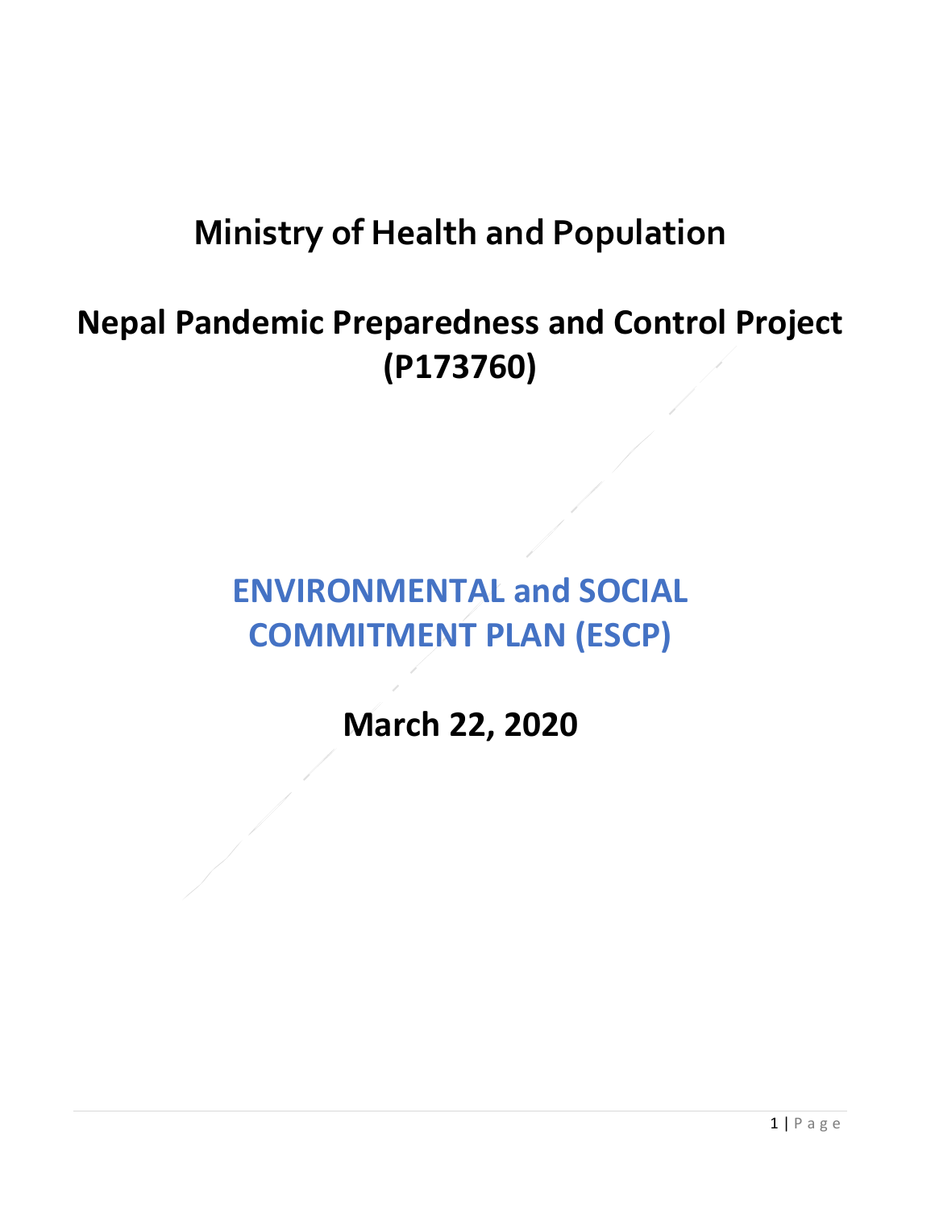# Ministry of Health and Population

# Nepal Pandemic Preparedness and Control Project (P173760)

## ENVIRONMENTAL and SOCIAL COMMITMENT PLAN (ESCP)

## March 22, 2020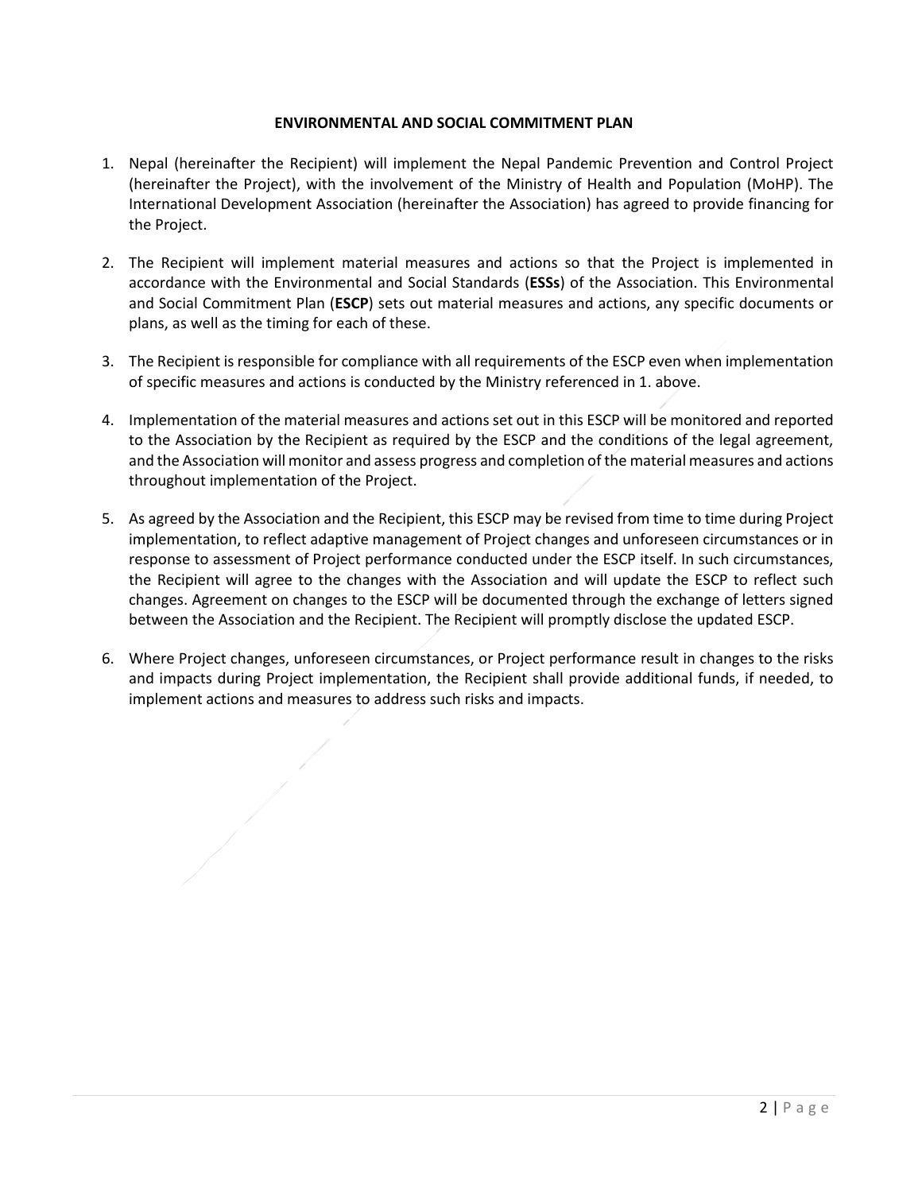# ENVIRONMENTAL AND SOCIAL COMMITMENT PLAN

1. Nepal (hereinafter the Recipient) will implement the Nepal Pandemic Prevention and Control Project (hereinafter the Project), with the involvement of the Ministry of Health and Population (MoHP). The International Development Association (hereinafter the Association) has agreed to provide financing for the Project.

2. The Recipient will implement material measures and actions so that the Project is implemented in accordance with the Environmental and Social Standards (**ESSs**) of the Association. This Environmental and Social Commitment Plan (**ESCP**) sets out material measures and actions, any specific documents or plans, as well as the timing for each of these.

3. The Recipient is responsible for compliance with all requirements of the ESCP even when implementation of specific measures and actions is conducted by the Ministry referenced in 1. above.

4. Implementation of the material measures and actions set out in this ESCP will be monitored and reported to the Association by the Recipient as required by the ESCP and the conditions of the legal agreement, and the Association will monitor and assess progress and completion of the material measures and actions throughout implementation of the Project.

5. As agreed by the Association and the Recipient, this ESCP may be revised from time to time during Project implementation, to reflect adaptive management of Project changes and unforeseen circumstances or in response to assessment of Project performance conducted under the ESCP itself. In such circumstances, the Recipient will agree to the changes with the Association and will update the ESCP to reflect such changes. Agreement on changes to the ESCP will be documented through the exchange of letters signed between the Association and the Recipient. The Recipient will promptly disclose the updated ESCP.

6. Where Project changes, unforeseen circumstances, or Project performance result in changes to the risks and impacts during Project implementation, the Recipient shall provide additional funds, if needed, to implement actions and measures to address such risks and impacts.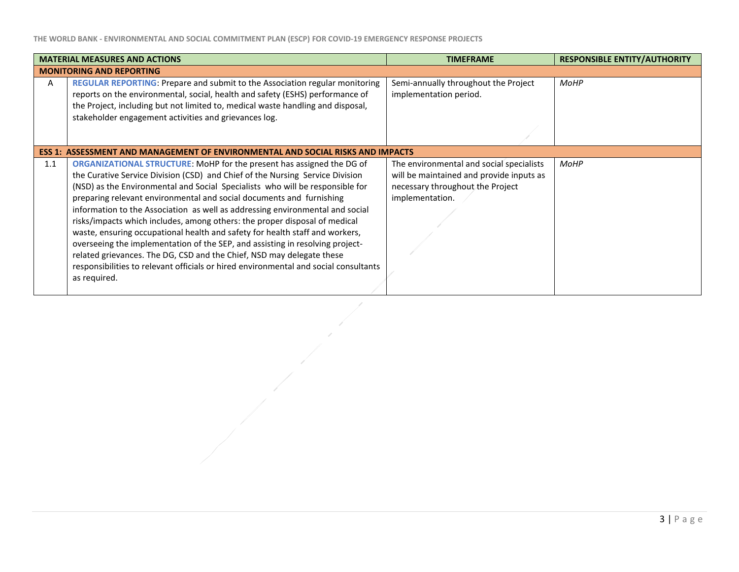| | MATERIAL MEASURES AND ACTIONS | TIMEFRAME | RESPONSIBLE ENTITY/AUTHORITY |
|---|---|---|---|
| **MONITORING AND REPORTING** | | | |
| A | **REGULAR REPORTING**: Prepare and submit to the Association regular monitoring reports on the environmental, social, health and safety (ESHS) performance of the Project, including but not limited to, medical waste handling and disposal, stakeholder engagement activities and grievances log. | Semi-annually throughout the Project implementation period. | *MoHP* |
| **ESS 1: ASSESSMENT AND MANAGEMENT OF ENVIRONMENTAL AND SOCIAL RISKS AND IMPACTS** | | | |
| 1.1 | **ORGANIZATIONAL STRUCTURE**: MoHP for the present has assigned the DG of the Curative Service Division (CSD) and Chief of the Nursing Service Division (NSD) as the Environmental and Social Specialists who will be responsible for preparing relevant environmental and social documents and furnishing information to the Association as well as addressing environmental and social risks/impacts which includes, among others: the proper disposal of medical waste, ensuring occupational health and safety for health staff and workers, overseeing the implementation of the SEP, and assisting in resolving project-related grievances. The DG, CSD and the Chief, NSD may delegate these responsibilities to relevant officials or hired environmental and social consultants as required. | The environmental and social specialists will be maintained and provide inputs as necessary throughout the Project implementation. | *MoHP* |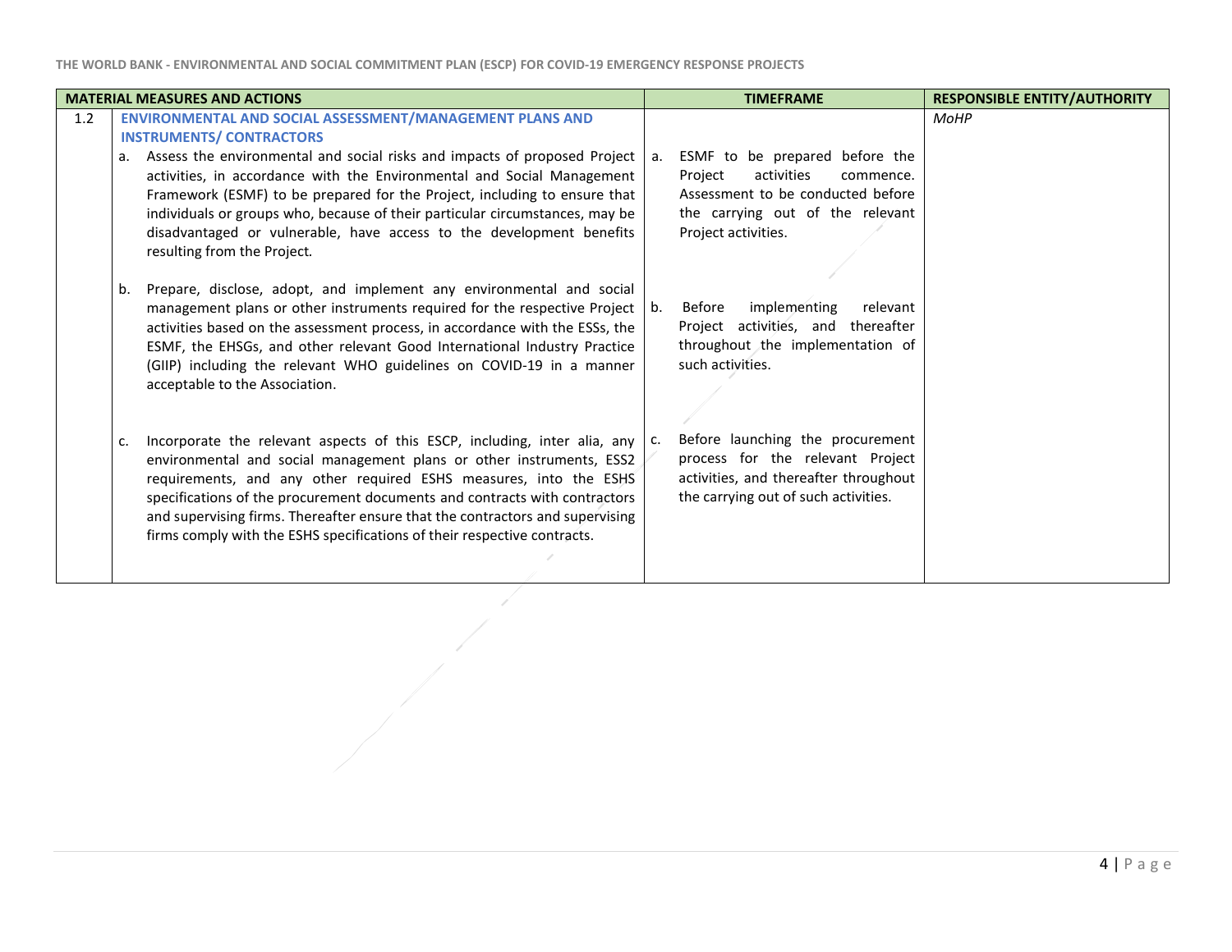| MATERIAL MEASURES AND ACTIONS | | TIMEFRAME | RESPONSIBLE ENTITY/AUTHORITY |
|---|---|---|---|
| 1.2 | **ENVIRONMENTAL AND SOCIAL ASSESSMENT/MANAGEMENT PLANS AND INSTRUMENTS/ CONTRACTORS**<br><br>a. Assess the environmental and social risks and impacts of proposed Project activities, in accordance with the Environmental and Social Management Framework (ESMF) to be prepared for the Project, including to ensure that individuals or groups who, because of their particular circumstances, may be disadvantaged or vulnerable, have access to the development benefits resulting from the Project.<br><br>b. Prepare, disclose, adopt, and implement any environmental and social management plans or other instruments required for the respective Project activities based on the assessment process, in accordance with the ESSs, the ESMF, the EHSGs, and other relevant Good International Industry Practice (GIIP) including the relevant WHO guidelines on COVID-19 in a manner acceptable to the Association.<br><br>c. Incorporate the relevant aspects of this ESCP, including, inter alia, any environmental and social management plans or other instruments, ESS2 requirements, and any other required ESHS measures, into the ESHS specifications of the procurement documents and contracts with contractors and supervising firms. Thereafter ensure that the contractors and supervising firms comply with the ESHS specifications of their respective contracts. | a. ESMF to be prepared before the Project activities commence. Assessment to be conducted before the carrying out of the relevant Project activities.<br><br>b. Before implementing relevant Project activities, and thereafter throughout the implementation of such activities.<br><br>c. Before launching the procurement process for the relevant Project activities, and thereafter throughout the carrying out of such activities. | *MoHP* |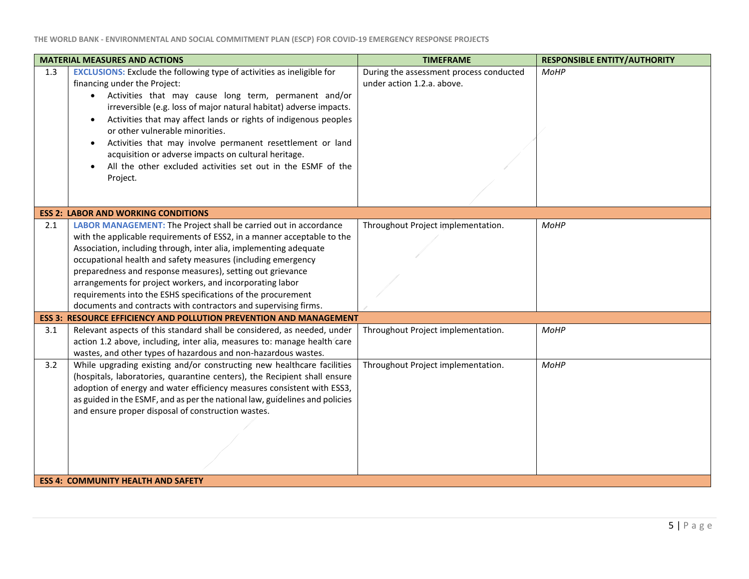| | MATERIAL MEASURES AND ACTIONS | TIMEFRAME | RESPONSIBLE ENTITY/AUTHORITY |
|---|---|---|---|
| 1.3 | **EXCLUSIONS:** Exclude the following type of activities as ineligible for financing under the Project:<br>• Activities that may cause long term, permanent and/or irreversible (e.g. loss of major natural habitat) adverse impacts.<br>• Activities that may affect lands or rights of indigenous peoples or other vulnerable minorities.<br>• Activities that may involve permanent resettlement or land acquisition or adverse impacts on cultural heritage.<br>• All the other excluded activities set out in the ESMF of the Project. | During the assessment process conducted under action 1.2.a. above. | *MoHP* |
| **ESS 2: LABOR AND WORKING CONDITIONS** | | | |
| 2.1 | **LABOR MANAGEMENT:** The Project shall be carried out in accordance with the applicable requirements of ESS2, in a manner acceptable to the Association, including through, inter alia, implementing adequate occupational health and safety measures (including emergency preparedness and response measures), setting out grievance arrangements for project workers, and incorporating labor requirements into the ESHS specifications of the procurement documents and contracts with contractors and supervising firms. | Throughout Project implementation. | *MoHP* |
| **ESS 3: RESOURCE EFFICIENCY AND POLLUTION PREVENTION AND MANAGEMENT** | | | |
| 3.1 | Relevant aspects of this standard shall be considered, as needed, under action 1.2 above, including, inter alia, measures to: manage health care wastes, and other types of hazardous and non-hazardous wastes. | Throughout Project implementation. | *MoHP* |
| 3.2 | While upgrading existing and/or constructing new healthcare facilities (hospitals, laboratories, quarantine centers), the Recipient shall ensure adoption of energy and water efficiency measures consistent with ESS3, as guided in the ESMF, and as per the national law, guidelines and policies and ensure proper disposal of construction wastes. | Throughout Project implementation. | *MoHP* |
| **ESS 4: COMMUNITY HEALTH AND SAFETY** | | | |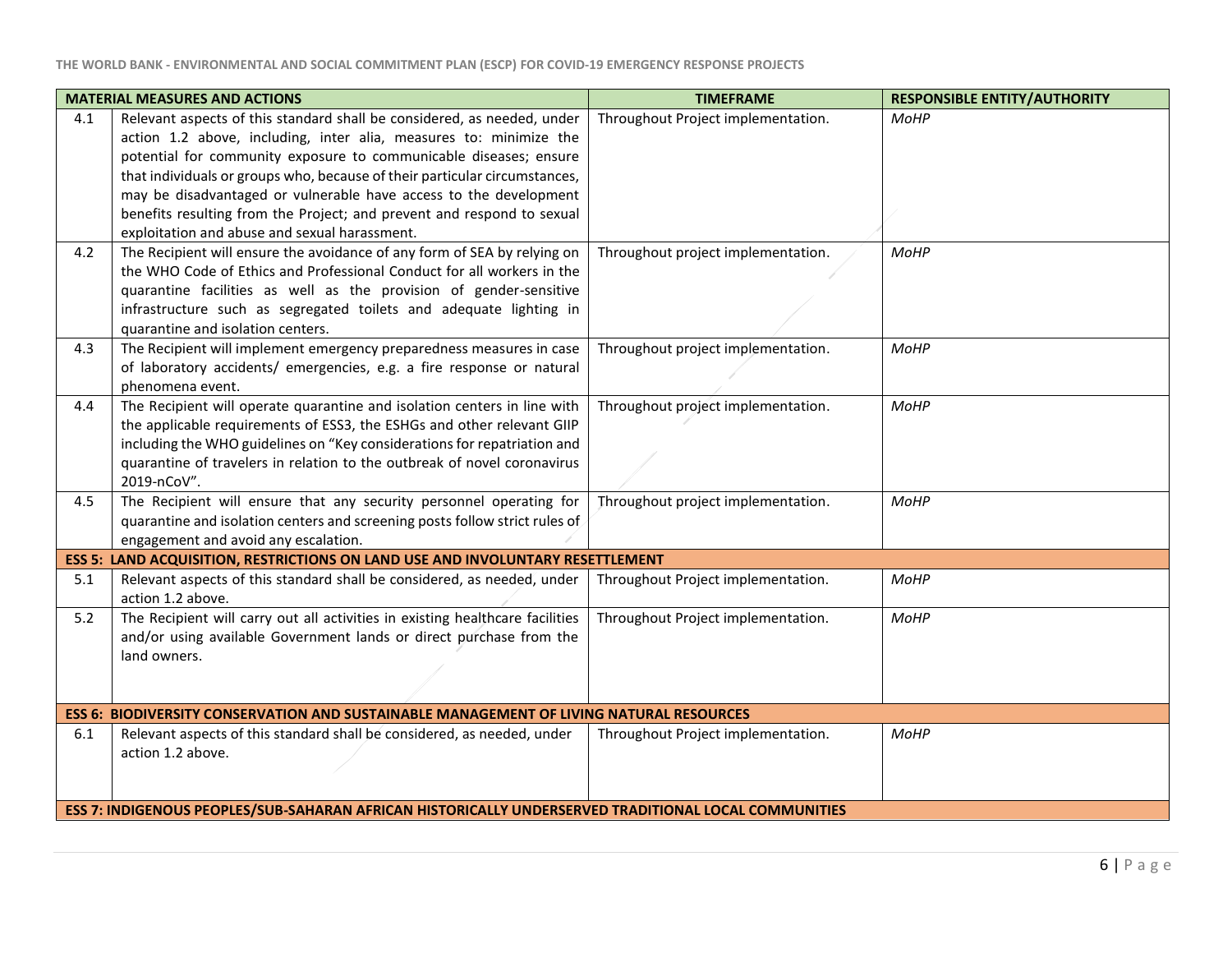| | MATERIAL MEASURES AND ACTIONS | TIMEFRAME | RESPONSIBLE ENTITY/AUTHORITY |
|---|---|---|---|
| 4.1 | Relevant aspects of this standard shall be considered, as needed, under action 1.2 above, including, inter alia, measures to: minimize the potential for community exposure to communicable diseases; ensure that individuals or groups who, because of their particular circumstances, may be disadvantaged or vulnerable have access to the development benefits resulting from the Project; and prevent and respond to sexual exploitation and abuse and sexual harassment. | Throughout Project implementation. | *MoHP* |
| 4.2 | The Recipient will ensure the avoidance of any form of SEA by relying on the WHO Code of Ethics and Professional Conduct for all workers in the quarantine facilities as well as the provision of gender-sensitive infrastructure such as segregated toilets and adequate lighting in quarantine and isolation centers. | Throughout project implementation. | *MoHP* |
| 4.3 | The Recipient will implement emergency preparedness measures in case of laboratory accidents/ emergencies, e.g. a fire response or natural phenomena event. | Throughout project implementation. | *MoHP* |
| 4.4 | The Recipient will operate quarantine and isolation centers in line with the applicable requirements of ESS3, the ESHGs and other relevant GIIP including the WHO guidelines on "Key considerations for repatriation and quarantine of travelers in relation to the outbreak of novel coronavirus 2019-nCoV". | Throughout project implementation. | *MoHP* |
| 4.5 | The Recipient will ensure that any security personnel operating for quarantine and isolation centers and screening posts follow strict rules of engagement and avoid any escalation. | Throughout project implementation. | *MoHP* |
| **ESS 5: LAND ACQUISITION, RESTRICTIONS ON LAND USE AND INVOLUNTARY RESETTLEMENT** | | | |
| 5.1 | Relevant aspects of this standard shall be considered, as needed, under action 1.2 above. | Throughout Project implementation. | *MoHP* |
| 5.2 | The Recipient will carry out all activities in existing healthcare facilities and/or using available Government lands or direct purchase from the land owners. | Throughout Project implementation. | *MoHP* |
| **ESS 6: BIODIVERSITY CONSERVATION AND SUSTAINABLE MANAGEMENT OF LIVING NATURAL RESOURCES** | | | |
| 6.1 | Relevant aspects of this standard shall be considered, as needed, under action 1.2 above. | Throughout Project implementation. | *MoHP* |
| **ESS 7: INDIGENOUS PEOPLES/SUB-SAHARAN AFRICAN HISTORICALLY UNDERSERVED TRADITIONAL LOCAL COMMUNITIES** | | | |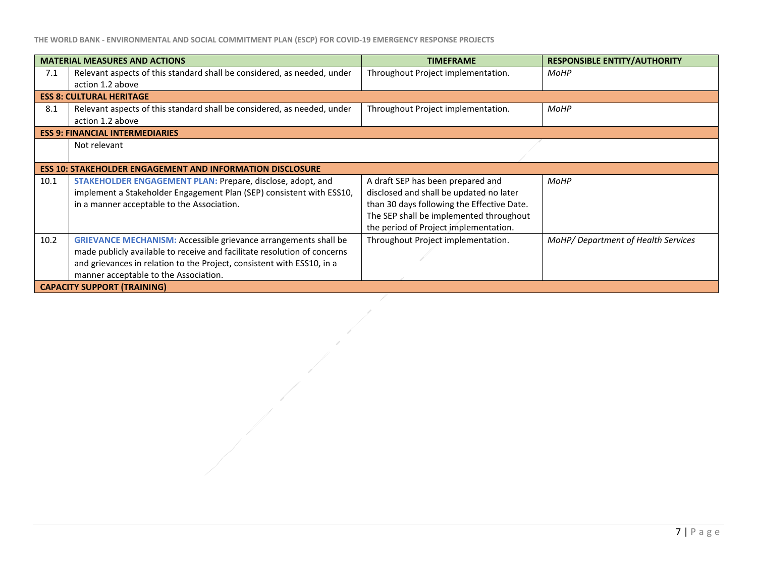| | MATERIAL MEASURES AND ACTIONS | TIMEFRAME | RESPONSIBLE ENTITY/AUTHORITY |
|---|---|---|---|
| 7.1 | Relevant aspects of this standard shall be considered, as needed, under action 1.2 above | Throughout Project implementation. | *MoHP* |
| **ESS 8: CULTURAL HERITAGE** | | | |
| 8.1 | Relevant aspects of this standard shall be considered, as needed, under action 1.2 above | Throughout Project implementation. | *MoHP* |
| **ESS 9: FINANCIAL INTERMEDIARIES** | | | |
| | Not relevant | | |
| **ESS 10: STAKEHOLDER ENGAGEMENT AND INFORMATION DISCLOSURE** | | | |
| 10.1 | **STAKEHOLDER ENGAGEMENT PLAN:** Prepare, disclose, adopt, and implement a Stakeholder Engagement Plan (SEP) consistent with ESS10, in a manner acceptable to the Association. | A draft SEP has been prepared and disclosed and shall be updated no later than 30 days following the Effective Date. The SEP shall be implemented throughout the period of Project implementation. | *MoHP* |
| 10.2 | **GRIEVANCE MECHANISM:** Accessible grievance arrangements shall be made publicly available to receive and facilitate resolution of concerns and grievances in relation to the Project, consistent with ESS10, in a manner acceptable to the Association. | Throughout Project implementation. | *MoHP/ Department of Health Services* |
| **CAPACITY SUPPORT (TRAINING)** | | | |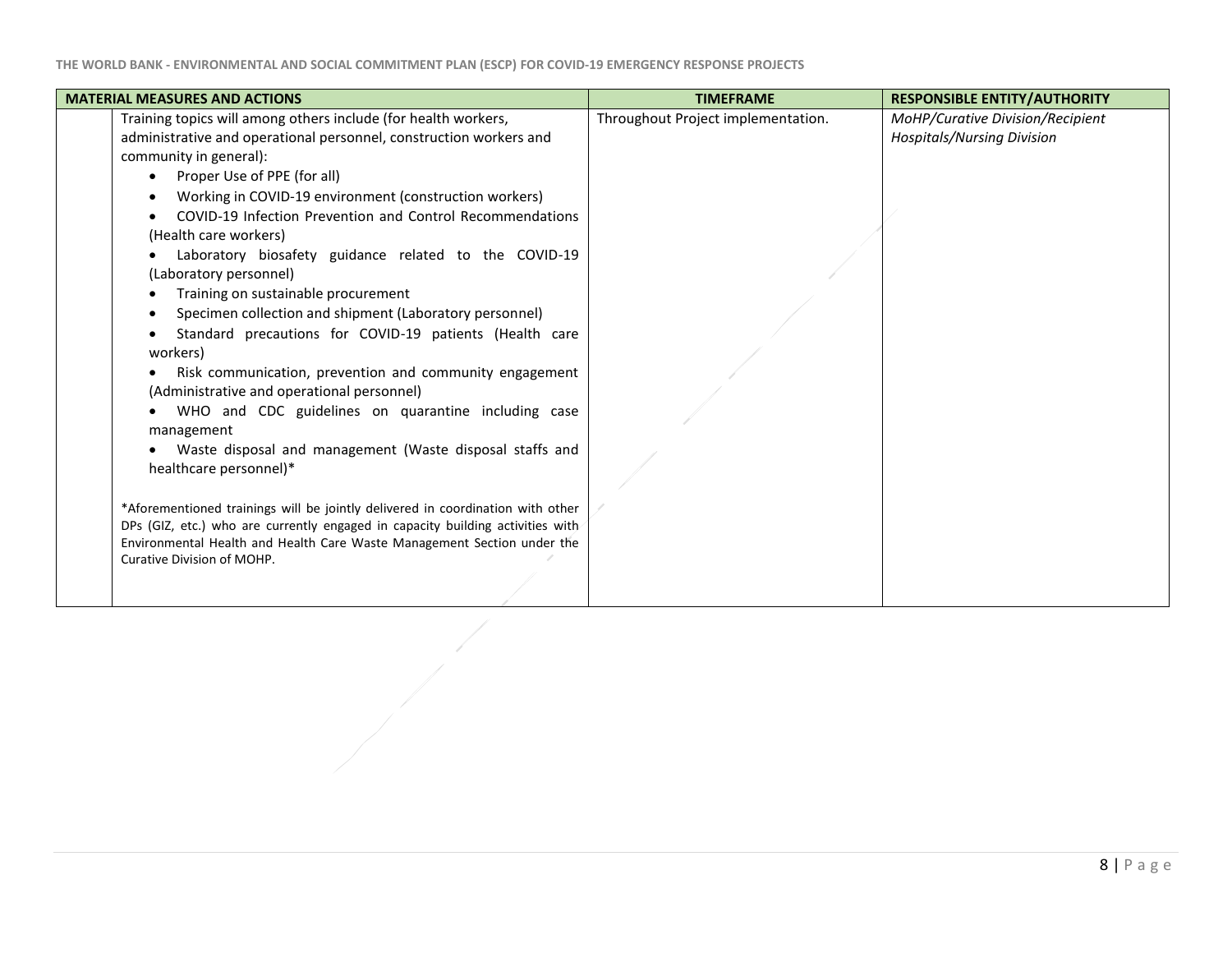| MATERIAL MEASURES AND ACTIONS | | TIMEFRAME | RESPONSIBLE ENTITY/AUTHORITY |
|---|---|---|---|
| | Training topics will among others include (for health workers, administrative and operational personnel, construction workers and community in general):<br>• Proper Use of PPE (for all)<br>• Working in COVID-19 environment (construction workers)<br>• COVID-19 Infection Prevention and Control Recommendations (Health care workers)<br>• Laboratory biosafety guidance related to the COVID-19 (Laboratory personnel)<br>• Training on sustainable procurement<br>• Specimen collection and shipment (Laboratory personnel)<br>• Standard precautions for COVID-19 patients (Health care workers)<br>• Risk communication, prevention and community engagement (Administrative and operational personnel)<br>• WHO and CDC guidelines on quarantine including case management<br>• Waste disposal and management (Waste disposal staffs and healthcare personnel)*<br><br>*Aforementioned trainings will be jointly delivered in coordination with other DPs (GIZ, etc.) who are currently engaged in capacity building activities with Environmental Health and Health Care Waste Management Section under the Curative Division of MOHP. | Throughout Project implementation. | *MoHP/Curative Division/Recipient Hospitals/Nursing Division* |